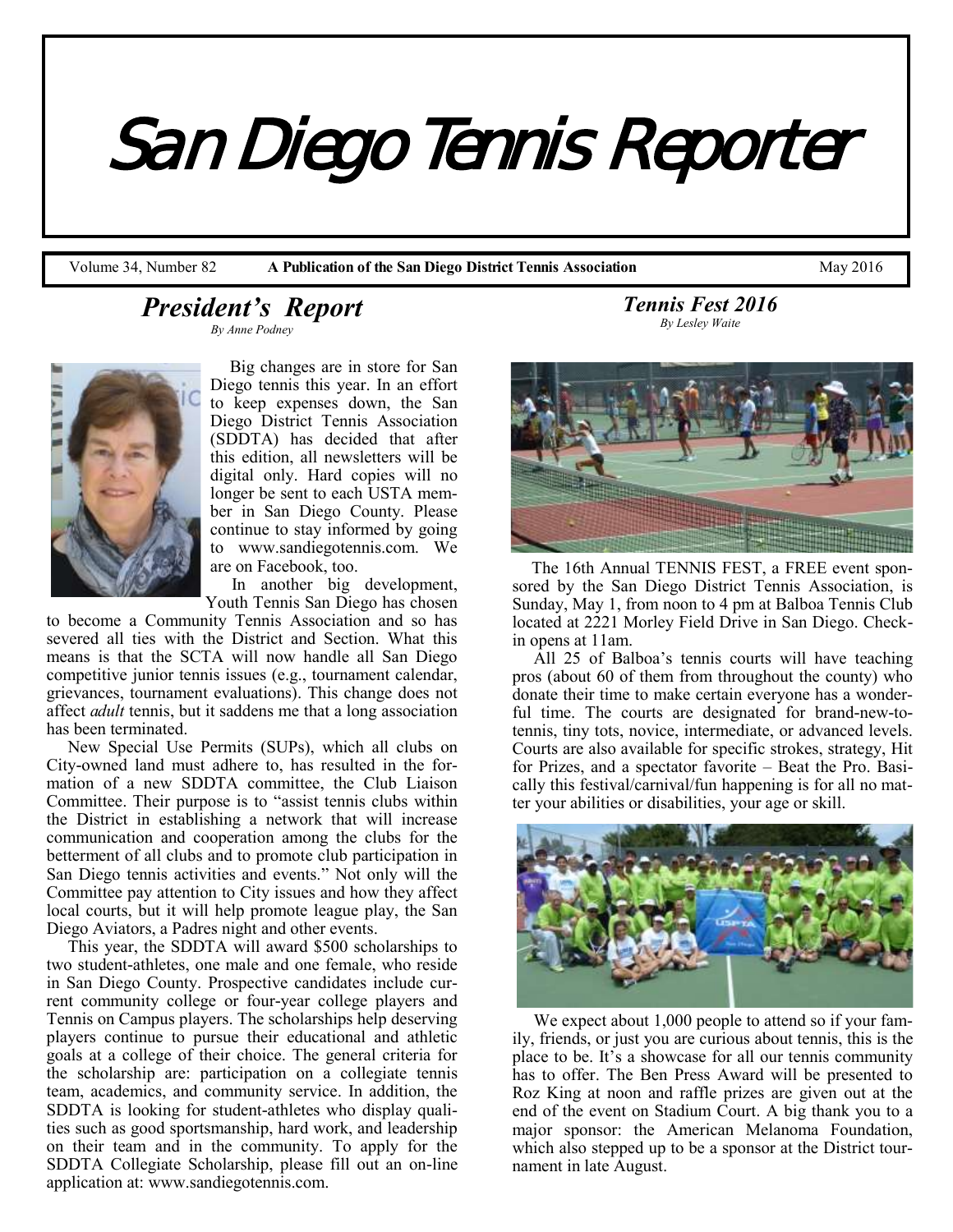# San Diego Tennis Reporter

Volume 34, Number 82 **A Publication of the San Diego District Tennis Association** May 2016

## *President's Report*

*By Anne Podney*

Big changes are in store for San Diego tennis this year. In an effort to keep expenses down, the San Diego District Tennis Association (SDDTA) has decided that after this edition, all newsletters will be digital only. Hard copies will no longer be sent to each USTA member in San Diego County. Please continue to stay informed by going to www.sandiegotennis.com. We are on Facebook, too.

In another big development, Youth Tennis San Diego has chosen to become a Community Tennis Association and so has severed all ties with the District and Section. What this means is that the SCTA will now handle all San Diego competitive junior tennis issues (e.g., tournament calendar, grievances, tournament evaluations). This change does not affect *adult* tennis, but it saddens me that a long association has been terminated.

New Special Use Permits (SUPs), which all clubs on City-owned land must adhere to, has resulted in the formation of a new SDDTA committee, the Club Liaison Committee. Their purpose is to "assist tennis clubs within the District in establishing a network that will increase communication and cooperation among the clubs for the betterment of all clubs and to promote club participation in San Diego tennis activities and events." Not only will the Committee pay attention to City issues and how they affect local courts, but it will help promote league play, the San Diego Aviators, a Padres night and other events.

This year, the SDDTA will award $500 scholarships to two student-athletes, one male and one female, who reside in San Diego County. Prospective candidates include current community college or four-year college players and Tennis on Campus players. The scholarships help deserving players continue to pursue their educational and athletic goals at a college of their choice. The general criteria for the scholarship are: participation on a collegiate tennis team, academics, and community service. In addition, the SDDTA is looking for student-athletes who display qualities such as good sportsmanship, hard work, and leadership on their team and in the community. To apply for the SDDTA Collegiate Scholarship, please fill out an on-line application at: www.sandiegotennis.com.

## *Tennis Fest 2016*

*By Lesley Waite*

The 16th Annual TENNIS FEST, a FREE event sponsored by the San Diego District Tennis Association, is Sunday, May 1, from noon to 4 pm at Balboa Tennis Club located at 2221 Morley Field Drive in San Diego. Check-in opens at 11am.

All 25 of Balboa's tennis courts will have teaching pros (about 60 of them from throughout the county) who donate their time to make certain everyone has a wonderful time. The courts are designated for brand-new-to-tennis, tiny tots, novice, intermediate, or advanced levels. Courts are also available for specific strokes, strategy, Hit for Prizes, and a spectator favorite – Beat the Pro. Basically this festival/carnival/fun happening is for all no matter your abilities or disabilities, your age or skill.

We expect about 1,000 people to attend so if your family, friends, or just you are curious about tennis, this is the place to be. It's a showcase for all our tennis community has to offer. The Ben Press Award will be presented to Roz King at noon and raffle prizes are given out at the end of the event on Stadium Court. A big thank you to a major sponsor: the American Melanoma Foundation, which also stepped up to be a sponsor at the District tournament in late August.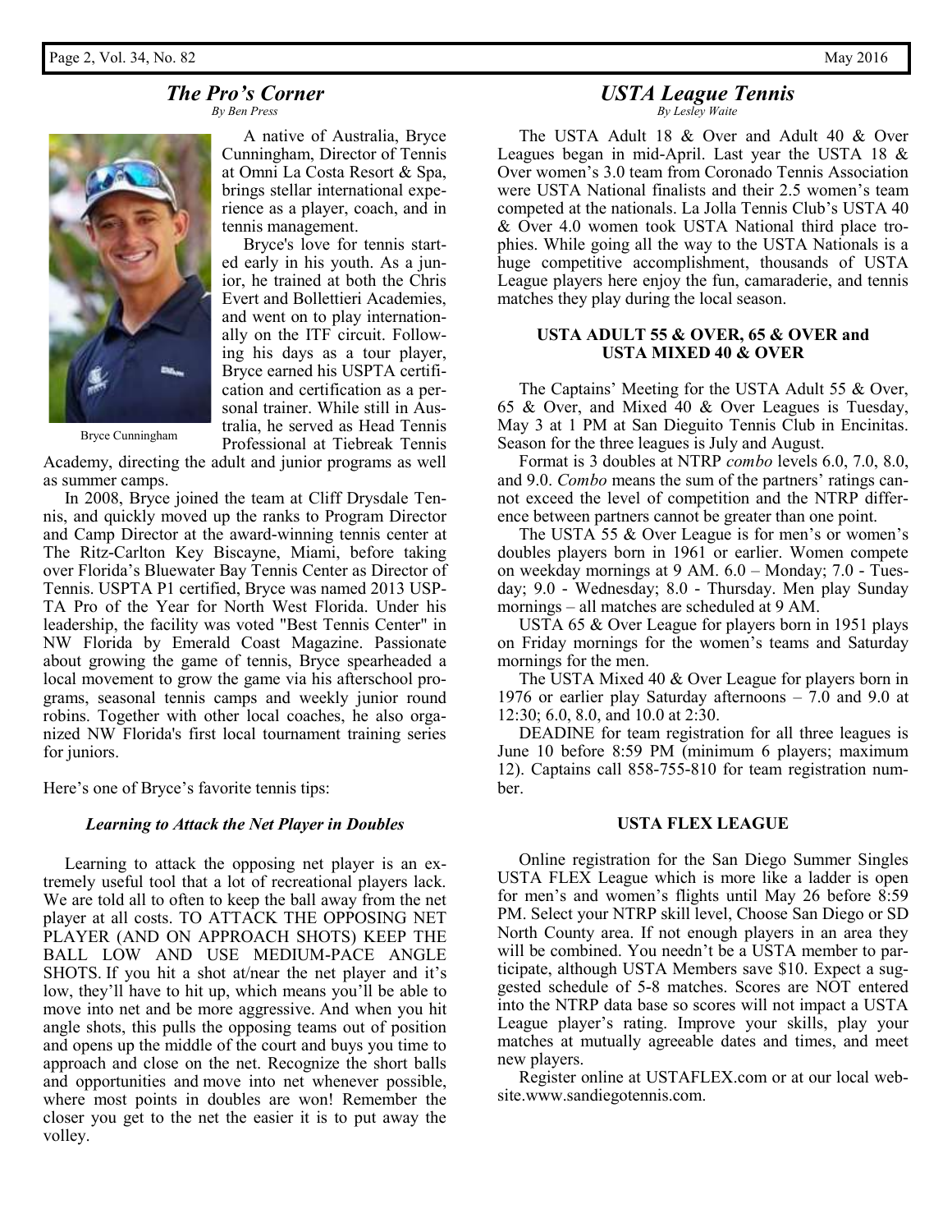## *The Pro's Corner*

*By Ben Press*

Bryce Cunningham

A native of Australia, Bryce Cunningham, Director of Tennis at Omni La Costa Resort & Spa, brings stellar international experience as a player, coach, and in tennis management.

Bryce's love for tennis started early in his youth. As a junior, he trained at both the Chris Evert and Bollettieri Academies, and went on to play internationally on the ITF circuit. Following his days as a tour player, Bryce earned his USPTA certification and certification as a personal trainer. While still in Australia, he served as Head Tennis Professional at Tiebreak Tennis Academy, directing the adult and junior programs as well as summer camps.

In 2008, Bryce joined the team at Cliff Drysdale Tennis, and quickly moved up the ranks to Program Director and Camp Director at the award-winning tennis center at The Ritz-Carlton Key Biscayne, Miami, before taking over Florida's Bluewater Bay Tennis Center as Director of Tennis. USPTA P1 certified, Bryce was named 2013 USPTA Pro of the Year for North West Florida. Under his leadership, the facility was voted "Best Tennis Center" in NW Florida by Emerald Coast Magazine. Passionate about growing the game of tennis, Bryce spearheaded a local movement to grow the game via his afterschool programs, seasonal tennis camps and weekly junior round robins. Together with other local coaches, he also organized NW Florida's first local tournament training series for juniors.

Here's one of Bryce's favorite tennis tips:

### *Learning to Attack the Net Player in Doubles*

Learning to attack the opposing net player is an extremely useful tool that a lot of recreational players lack. We are told all to often to keep the ball away from the net player at all costs. TO ATTACK THE OPPOSING NET PLAYER (AND ON APPROACH SHOTS) KEEP THE BALL LOW AND USE MEDIUM-PACE ANGLE SHOTS. If you hit a shot at/near the net player and it's low, they'll have to hit up, which means you'll be able to move into net and be more aggressive. And when you hit angle shots, this pulls the opposing teams out of position and opens up the middle of the court and buys you time to approach and close on the net. Recognize the short balls and opportunities and move into net whenever possible, where most points in doubles are won! Remember the closer you get to the net the easier it is to put away the volley.

## *USTA League Tennis*

*By Lesley Waite*

The USTA Adult 18 & Over and Adult 40 & Over Leagues began in mid-April. Last year the USTA 18 & Over women's 3.0 team from Coronado Tennis Association were USTA National finalists and their 2.5 women's team competed at the nationals. La Jolla Tennis Club's USTA 40 & Over 4.0 women took USTA National third place trophies. While going all the way to the USTA Nationals is a huge competitive accomplishment, thousands of USTA League players here enjoy the fun, camaraderie, and tennis matches they play during the local season.

### USTA ADULT 55 & OVER, 65 & OVER and USTA MIXED 40 & OVER

The Captains' Meeting for the USTA Adult 55 & Over, 65 & Over, and Mixed 40 & Over Leagues is Tuesday, May 3 at 1 PM at San Dieguito Tennis Club in Encinitas. Season for the three leagues is July and August.

Format is 3 doubles at NTRP *combo* levels 6.0, 7.0, 8.0, and 9.0. *Combo* means the sum of the partners' ratings cannot exceed the level of competition and the NTRP difference between partners cannot be greater than one point.

The USTA 55 & Over League is for men's or women's doubles players born in 1961 or earlier. Women compete on weekday mornings at 9 AM. 6.0 – Monday; 7.0 - Tuesday; 9.0 - Wednesday; 8.0 - Thursday. Men play Sunday mornings – all matches are scheduled at 9 AM.

USTA 65 & Over League for players born in 1951 plays on Friday mornings for the women's teams and Saturday mornings for the men.

The USTA Mixed 40 & Over League for players born in 1976 or earlier play Saturday afternoons – 7.0 and 9.0 at 12:30; 6.0, 8.0, and 10.0 at 2:30.

DEADINE for team registration for all three leagues is June 10 before 8:59 PM (minimum 6 players; maximum 12). Captains call 858-755-810 for team registration number.

### USTA FLEX LEAGUE

Online registration for the San Diego Summer Singles USTA FLEX League which is more like a ladder is open for men's and women's flights until May 26 before 8:59 PM. Select your NTRP skill level, Choose San Diego or SD North County area. If not enough players in an area they will be combined. You needn't be a USTA member to participate, although USTA Members save $10. Expect a suggested schedule of 5-8 matches. Scores are NOT entered into the NTRP data base so scores will not impact a USTA League player's rating. Improve your skills, play your matches at mutually agreeable dates and times, and meet new players.

Register online at USTAFLEX.com or at our local website.www.sandiegotennis.com.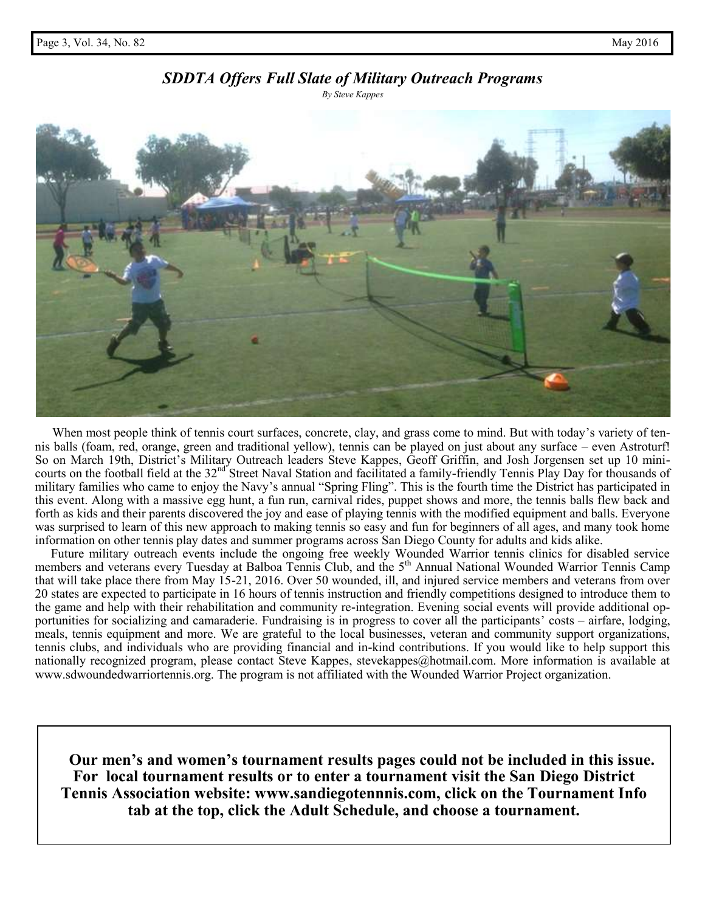## *SDDTA Offers Full Slate of Military Outreach Programs*

*By Steve Kappes*

When most people think of tennis court surfaces, concrete, clay, and grass come to mind. But with today's variety of tennis balls (foam, red, orange, green and traditional yellow), tennis can be played on just about any surface – even Astroturf! So on March 19th, District's Military Outreach leaders Steve Kappes, Geoff Griffin, and Josh Jorgensen set up 10 mini-courts on the football field at the 32nd Street Naval Station and facilitated a family-friendly Tennis Play Day for thousands of military families who came to enjoy the Navy's annual "Spring Fling". This is the fourth time the District has participated in this event. Along with a massive egg hunt, a fun run, carnival rides, puppet shows and more, the tennis balls flew back and forth as kids and their parents discovered the joy and ease of playing tennis with the modified equipment and balls. Everyone was surprised to learn of this new approach to making tennis so easy and fun for beginners of all ages, and many took home information on other tennis play dates and summer programs across San Diego County for adults and kids alike.

Future military outreach events include the ongoing free weekly Wounded Warrior tennis clinics for disabled service members and veterans every Tuesday at Balboa Tennis Club, and the 5th Annual National Wounded Warrior Tennis Camp that will take place there from May 15-21, 2016. Over 50 wounded, ill, and injured service members and veterans from over 20 states are expected to participate in 16 hours of tennis instruction and friendly competitions designed to introduce them to the game and help with their rehabilitation and community re-integration. Evening social events will provide additional opportunities for socializing and camaraderie. Fundraising is in progress to cover all the participants' costs – airfare, lodging, meals, tennis equipment and more. We are grateful to the local businesses, veteran and community support organizations, tennis clubs, and individuals who are providing financial and in-kind contributions. If you would like to help support this nationally recognized program, please contact Steve Kappes, stevekappes@hotmail.com. More information is available at www.sdwoundedwarriortennis.org. The program is not affiliated with the Wounded Warrior Project organization.

**Our men's and women's tournament results pages could not be included in this issue. For local tournament results or to enter a tournament visit the San Diego District Tennis Association website: www.sandiegotennnis.com, click on the Tournament Info tab at the top, click the Adult Schedule, and choose a tournament.**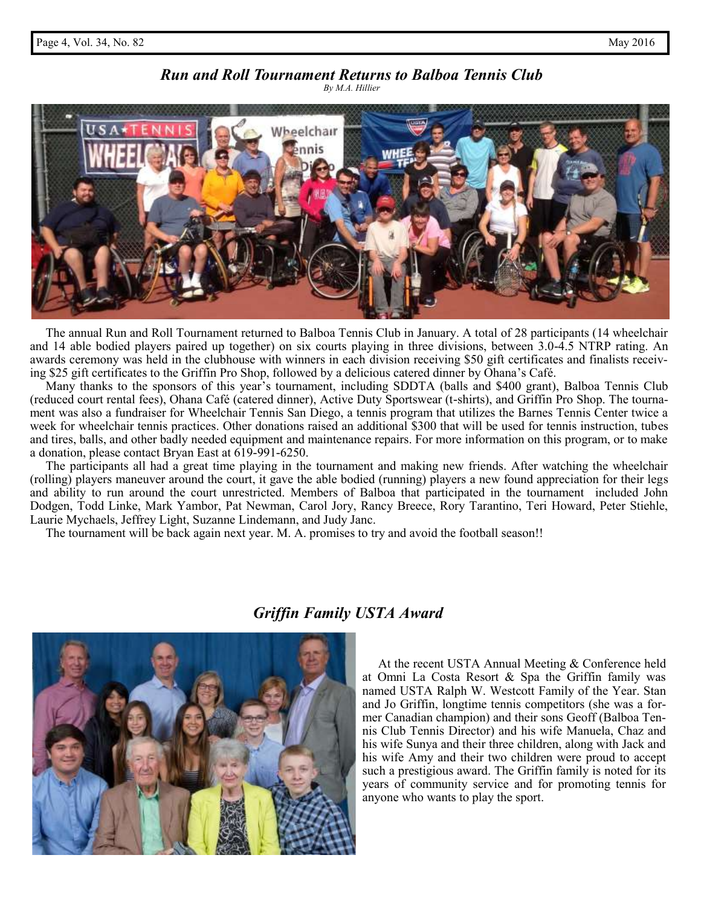## *Run and Roll Tournament Returns to Balboa Tennis Club*

*By M.A. Hillier*

The annual Run and Roll Tournament returned to Balboa Tennis Club in January. A total of 28 participants (14 wheelchair and 14 able bodied players paired up together) on six courts playing in three divisions, between 3.0-4.5 NTRP rating. An awards ceremony was held in the clubhouse with winners in each division receiving $50 gift certificates and finalists receiving $25 gift certificates to the Griffin Pro Shop, followed by a delicious catered dinner by Ohana's Café.

Many thanks to the sponsors of this year's tournament, including SDDTA (balls and $400 grant), Balboa Tennis Club (reduced court rental fees), Ohana Café (catered dinner), Active Duty Sportswear (t-shirts), and Griffin Pro Shop. The tournament was also a fundraiser for Wheelchair Tennis San Diego, a tennis program that utilizes the Barnes Tennis Center twice a week for wheelchair tennis practices. Other donations raised an additional $300 that will be used for tennis instruction, tubes and tires, balls, and other badly needed equipment and maintenance repairs. For more information on this program, or to make a donation, please contact Bryan East at 619-991-6250.

The participants all had a great time playing in the tournament and making new friends. After watching the wheelchair (rolling) players maneuver around the court, it gave the able bodied (running) players a new found appreciation for their legs and ability to run around the court unrestricted. Members of Balboa that participated in the tournament included John Dodgen, Todd Linke, Mark Yambor, Pat Newman, Carol Jory, Rancy Breece, Rory Tarantino, Teri Howard, Peter Stiehle, Laurie Mychaels, Jeffrey Light, Suzanne Lindemann, and Judy Janc.

The tournament will be back again next year. M. A. promises to try and avoid the football season!!

## *Griffin Family USTA Award*

At the recent USTA Annual Meeting & Conference held at Omni La Costa Resort & Spa the Griffin family was named USTA Ralph W. Westcott Family of the Year. Stan and Jo Griffin, longtime tennis competitors (she was a former Canadian champion) and their sons Geoff (Balboa Tennis Club Tennis Director) and his wife Manuela, Chaz and his wife Sunya and their three children, along with Jack and his wife Amy and their two children were proud to accept such a prestigious award. The Griffin family is noted for its years of community service and for promoting tennis for anyone who wants to play the sport.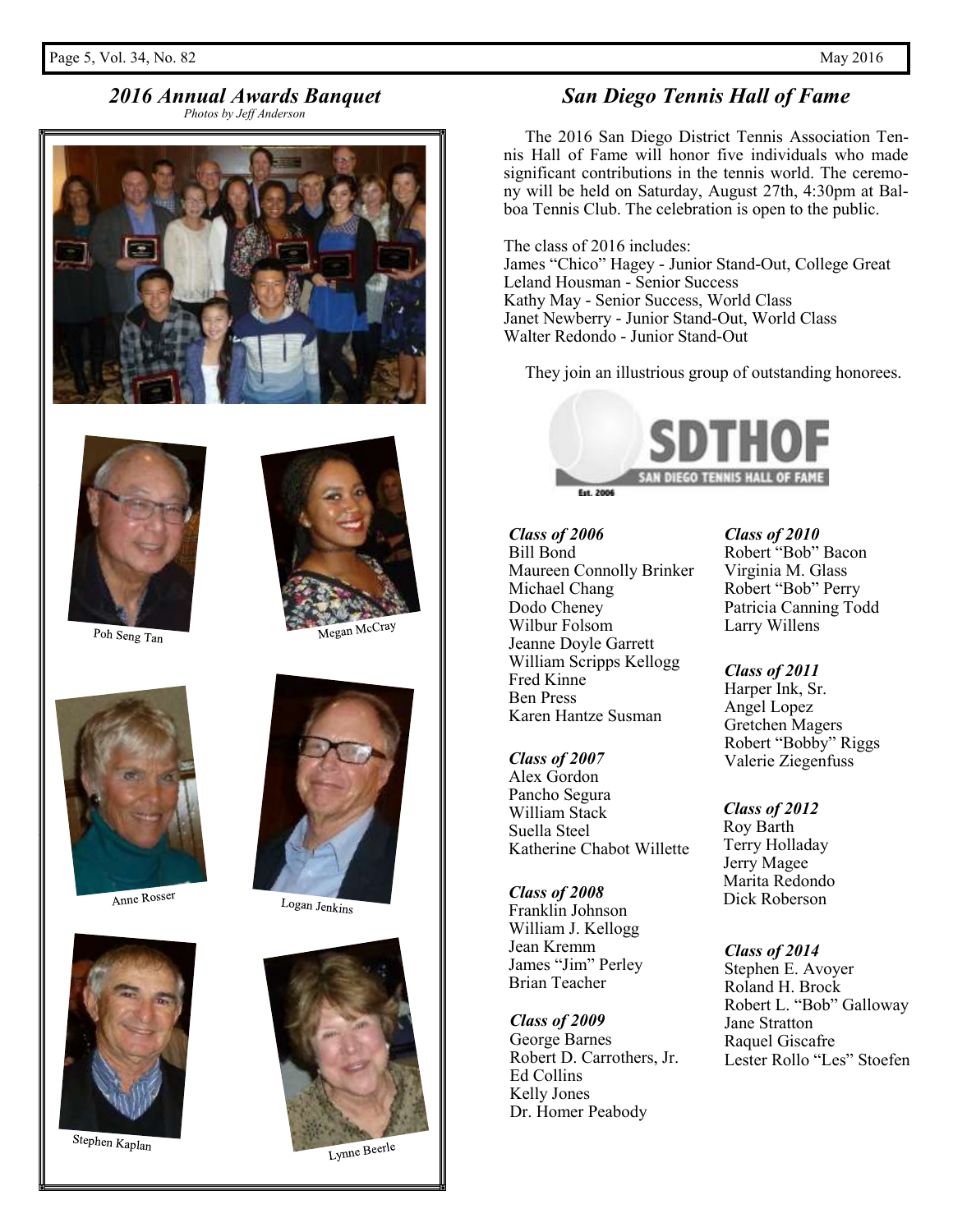## *2016 Annual Awards Banquet*

*Photos by Jeff Anderson*

Poh Seng Tan

Megan McCray

Anne Rosser

Logan Jenkins

Stephen Kaplan

Lynne Beerle

## *San Diego Tennis Hall of Fame*

The 2016 San Diego District Tennis Association Tennis Hall of Fame will honor five individuals who made significant contributions in the tennis world. The ceremony will be held on Saturday, August 27th, 4:30pm at Balboa Tennis Club. The celebration is open to the public.

The class of 2016 includes:
James "Chico" Hagey - Junior Stand-Out, College Great
Leland Housman - Senior Success
Kathy May - Senior Success, World Class
Janet Newberry - Junior Stand-Out, World Class
Walter Redondo - Junior Stand-Out

They join an illustrious group of outstanding honorees.

SDTHOF
SAN DIEGO TENNIS HALL OF FAME
Est. 2006

*Class of 2006*
Bill Bond
Maureen Connolly Brinker
Michael Chang
Dodo Cheney
Wilbur Folsom
Jeanne Doyle Garrett
William Scripps Kellogg
Fred Kinne
Ben Press
Karen Hantze Susman

*Class of 2007*
Alex Gordon
Pancho Segura
William Stack
Suella Steel
Katherine Chabot Willette

*Class of 2008*
Franklin Johnson
William J. Kellogg
Jean Kremm
James "Jim" Perley
Brian Teacher

*Class of 2009*
George Barnes
Robert D. Carrothers, Jr.
Ed Collins
Kelly Jones
Dr. Homer Peabody

*Class of 2010*
Robert "Bob" Bacon
Virginia M. Glass
Robert "Bob" Perry
Patricia Canning Todd
Larry Willens

*Class of 2011*
Harper Ink, Sr.
Angel Lopez
Gretchen Magers
Robert "Bobby" Riggs
Valerie Ziegenfuss

*Class of 2012*
Roy Barth
Terry Holladay
Jerry Magee
Marita Redondo
Dick Roberson

*Class of 2014*
Stephen E. Avoyer
Roland H. Brock
Robert L. "Bob" Galloway
Jane Stratton
Raquel Giscafre
Lester Rollo "Les" Stoefen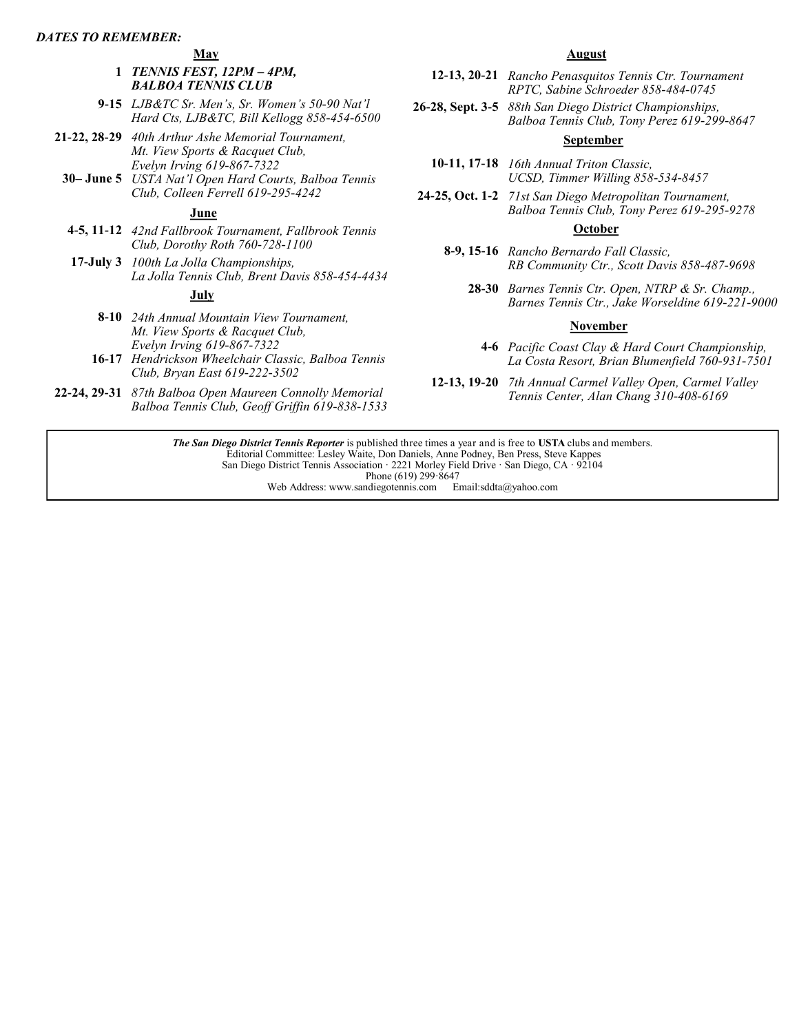***DATES TO REMEMBER:***

**May**

**1** ***TENNIS FEST, 12PM – 4PM, BALBOA TENNIS CLUB***

**9-15** *LJB&TC Sr. Men's, Sr. Women's 50-90 Nat'l Hard Cts, LJB&TC, Bill Kellogg 858-454-6500*

**21-22, 28-29** *40th Arthur Ashe Memorial Tournament, Mt. View Sports & Racquet Club, Evelyn Irving 619-867-7322*

**30– June 5** *USTA Nat'l Open Hard Courts, Balboa Tennis Club, Colleen Ferrell 619-295-4242*

**June**

**4-5, 11-12** *42nd Fallbrook Tournament, Fallbrook Tennis Club, Dorothy Roth 760-728-1100*

**17-July 3** *100th La Jolla Championships, La Jolla Tennis Club, Brent Davis 858-454-4434*

**July**

**8-10** *24th Annual Mountain View Tournament, Mt. View Sports & Racquet Club, Evelyn Irving 619-867-7322*

**16-17** *Hendrickson Wheelchair Classic, Balboa Tennis Club, Bryan East 619-222-3502*

**22-24, 29-31** *87th Balboa Open Maureen Connolly Memorial Balboa Tennis Club, Geoff Griffin 619-838-1533*

**August**

**12-13, 20-21** *Rancho Penasquitos Tennis Ctr. Tournament RPTC, Sabine Schroeder 858-484-0745*

**26-28, Sept. 3-5** *88th San Diego District Championships, Balboa Tennis Club, Tony Perez 619-299-8647*

**September**

**10-11, 17-18** *16th Annual Triton Classic, UCSD, Timmer Willing 858-534-8457*

**24-25, Oct. 1-2** *71st San Diego Metropolitan Tournament, Balboa Tennis Club, Tony Perez 619-295-9278*

**October**

**8-9, 15-16** *Rancho Bernardo Fall Classic, RB Community Ctr., Scott Davis 858-487-9698*

**28-30** *Barnes Tennis Ctr. Open, NTRP & Sr. Champ., Barnes Tennis Ctr., Jake Worseldine 619-221-9000*

**November**

**4-6** *Pacific Coast Clay & Hard Court Championship, La Costa Resort, Brian Blumenfield 760-931-7501*

**12-13, 19-20** *7th Annual Carmel Valley Open, Carmel Valley Tennis Center, Alan Chang 310-408-6169*

---

***The San Diego District Tennis Reporter*** is published three times a year and is free to **USTA** clubs and members.
Editorial Committee: Lesley Waite, Don Daniels, Anne Podney, Ben Press, Steve Kappes
San Diego District Tennis Association · 2221 Morley Field Drive · San Diego, CA · 92104
Phone (619) 299·8647
Web Address: www.sandiegotennis.com Email:sddta@yahoo.com